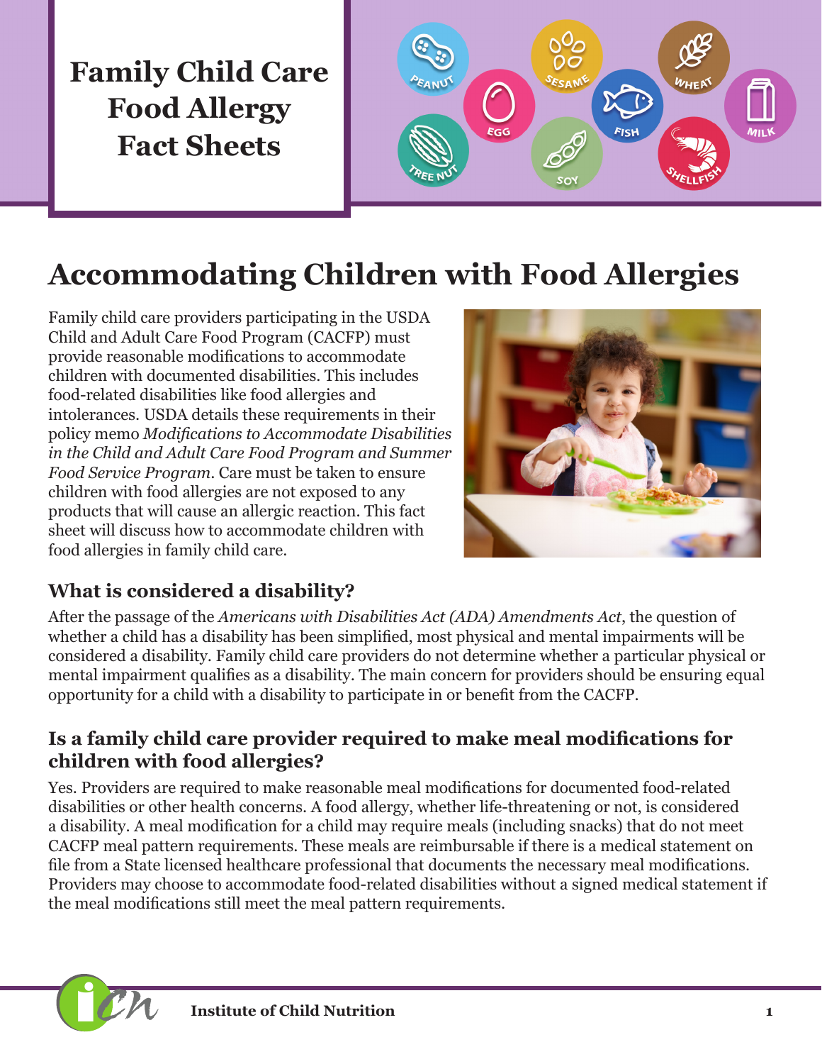# Family Child Care Food Allergy Fact Sheets

PEANUT EGG SESAME FISH WHEAT MILK TREE NUT SOY SHELLFISH

## Accommodating Children with Food Allergies

Family child care providers participating in the USDA Child and Adult Care Food Program (CACFP) must provide reasonable modifications to accommodate children with documented disabilities. This includes food-related disabilities like food allergies and intolerances. USDA details these requirements in their policy memo *Modifications to Accommodate Disabilities in the Child and Adult Care Food Program and Summer Food Service Program*. Care must be taken to ensure children with food allergies are not exposed to any products that will cause an allergic reaction. This fact sheet will discuss how to accommodate children with food allergies in family child care.

### What is considered a disability?

After the passage of the *Americans with Disabilities Act (ADA) Amendments Act*, the question of whether a child has a disability has been simplified, most physical and mental impairments will be considered a disability. Family child care providers do not determine whether a particular physical or mental impairment qualifies as a disability. The main concern for providers should be ensuring equal opportunity for a child with a disability to participate in or benefit from the CACFP.

### Is a family child care provider required to make meal modifications for children with food allergies?

Yes. Providers are required to make reasonable meal modifications for documented food-related disabilities or other health concerns. A food allergy, whether life-threatening or not, is considered a disability. A meal modification for a child may require meals (including snacks) that do not meet CACFP meal pattern requirements. These meals are reimbursable if there is a medical statement on file from a State licensed healthcare professional that documents the necessary meal modifications. Providers may choose to accommodate food-related disabilities without a signed medical statement if the meal modifications still meet the meal pattern requirements.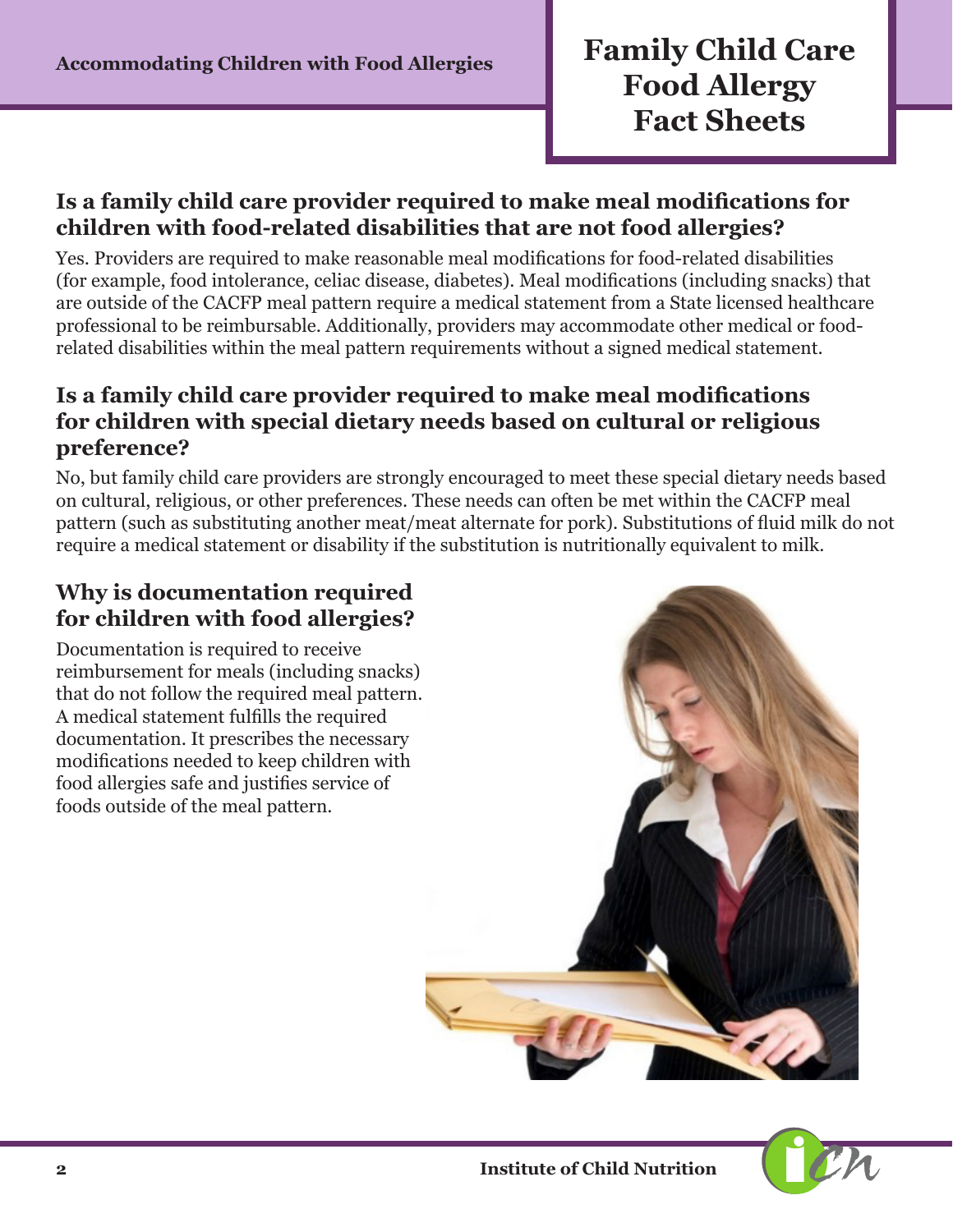## Is a family child care provider required to make meal modifications for children with food-related disabilities that are not food allergies?

Yes. Providers are required to make reasonable meal modifications for food-related disabilities (for example, food intolerance, celiac disease, diabetes). Meal modifications (including snacks) that are outside of the CACFP meal pattern require a medical statement from a State licensed healthcare professional to be reimbursable. Additionally, providers may accommodate other medical or food-related disabilities within the meal pattern requirements without a signed medical statement.

## Is a family child care provider required to make meal modifications for children with special dietary needs based on cultural or religious preference?

No, but family child care providers are strongly encouraged to meet these special dietary needs based on cultural, religious, or other preferences. These needs can often be met within the CACFP meal pattern (such as substituting another meat/meat alternate for pork). Substitutions of fluid milk do not require a medical statement or disability if the substitution is nutritionally equivalent to milk.

## Why is documentation required for children with food allergies?

Documentation is required to receive reimbursement for meals (including snacks) that do not follow the required meal pattern. A medical statement fulfills the required documentation. It prescribes the necessary modifications needed to keep children with food allergies safe and justifies service of foods outside of the meal pattern.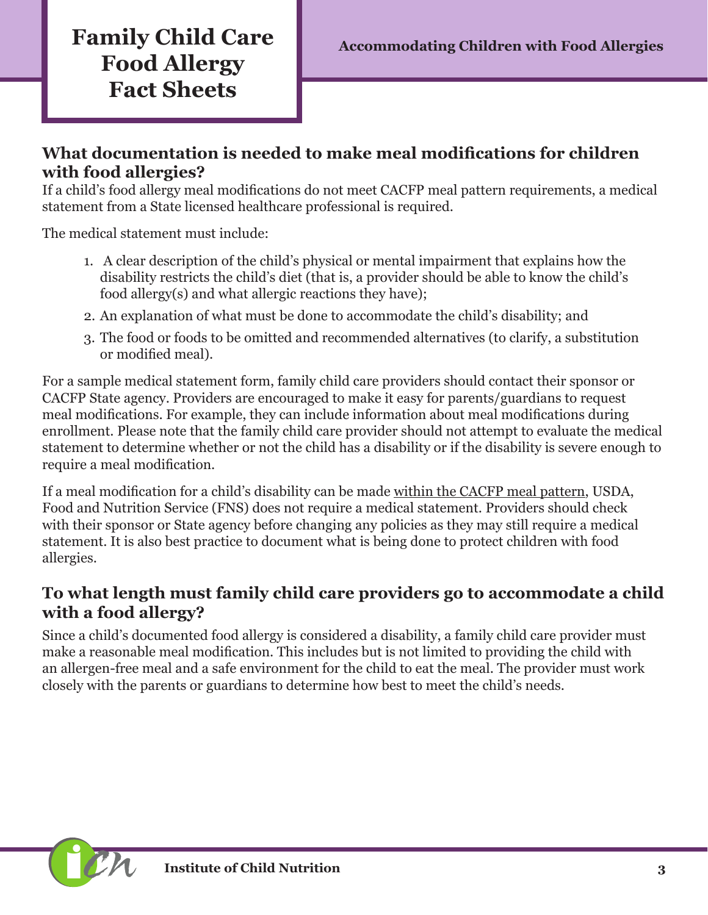## What documentation is needed to make meal modifications for children with food allergies?

If a child's food allergy meal modifications do not meet CACFP meal pattern requirements, a medical statement from a State licensed healthcare professional is required.

The medical statement must include:

1. A clear description of the child's physical or mental impairment that explains how the disability restricts the child's diet (that is, a provider should be able to know the child's food allergy(s) and what allergic reactions they have);
2. An explanation of what must be done to accommodate the child's disability; and
3. The food or foods to be omitted and recommended alternatives (to clarify, a substitution or modified meal).

For a sample medical statement form, family child care providers should contact their sponsor or CACFP State agency. Providers are encouraged to make it easy for parents/guardians to request meal modifications. For example, they can include information about meal modifications during enrollment. Please note that the family child care provider should not attempt to evaluate the medical statement to determine whether or not the child has a disability or if the disability is severe enough to require a meal modification.

If a meal modification for a child's disability can be made within the CACFP meal pattern, USDA, Food and Nutrition Service (FNS) does not require a medical statement. Providers should check with their sponsor or State agency before changing any policies as they may still require a medical statement. It is also best practice to document what is being done to protect children with food allergies.

## To what length must family child care providers go to accommodate a child with a food allergy?

Since a child's documented food allergy is considered a disability, a family child care provider must make a reasonable meal modification. This includes but is not limited to providing the child with an allergen-free meal and a safe environment for the child to eat the meal. The provider must work closely with the parents or guardians to determine how best to meet the child's needs.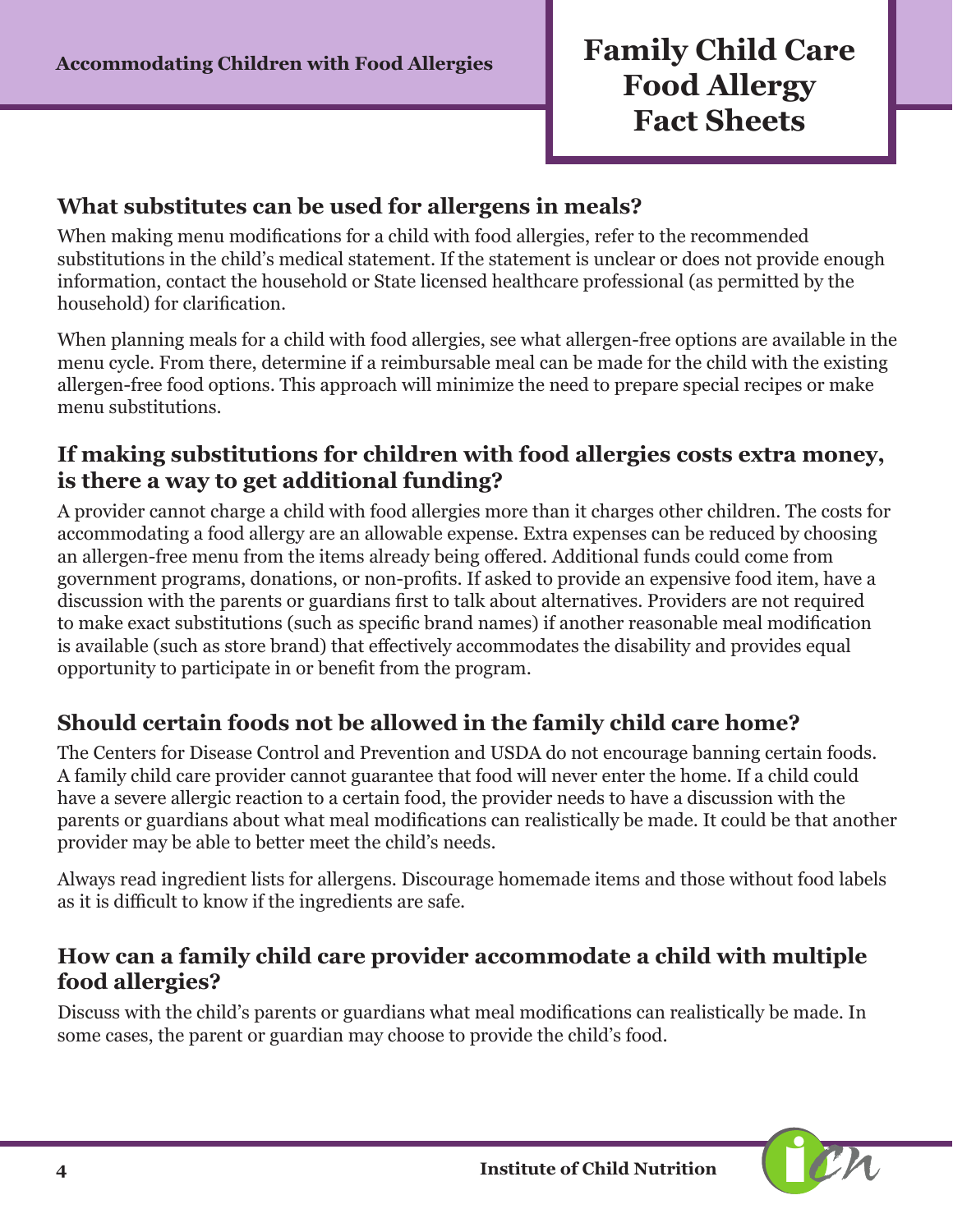## What substitutes can be used for allergens in meals?

When making menu modifications for a child with food allergies, refer to the recommended substitutions in the child's medical statement. If the statement is unclear or does not provide enough information, contact the household or State licensed healthcare professional (as permitted by the household) for clarification.

When planning meals for a child with food allergies, see what allergen-free options are available in the menu cycle. From there, determine if a reimbursable meal can be made for the child with the existing allergen-free food options. This approach will minimize the need to prepare special recipes or make menu substitutions.

## If making substitutions for children with food allergies costs extra money, is there a way to get additional funding?

A provider cannot charge a child with food allergies more than it charges other children. The costs for accommodating a food allergy are an allowable expense. Extra expenses can be reduced by choosing an allergen-free menu from the items already being offered. Additional funds could come from government programs, donations, or non-profits. If asked to provide an expensive food item, have a discussion with the parents or guardians first to talk about alternatives. Providers are not required to make exact substitutions (such as specific brand names) if another reasonable meal modification is available (such as store brand) that effectively accommodates the disability and provides equal opportunity to participate in or benefit from the program.

## Should certain foods not be allowed in the family child care home?

The Centers for Disease Control and Prevention and USDA do not encourage banning certain foods. A family child care provider cannot guarantee that food will never enter the home. If a child could have a severe allergic reaction to a certain food, the provider needs to have a discussion with the parents or guardians about what meal modifications can realistically be made. It could be that another provider may be able to better meet the child's needs.

Always read ingredient lists for allergens. Discourage homemade items and those without food labels as it is difficult to know if the ingredients are safe.

## How can a family child care provider accommodate a child with multiple food allergies?

Discuss with the child's parents or guardians what meal modifications can realistically be made. In some cases, the parent or guardian may choose to provide the child's food.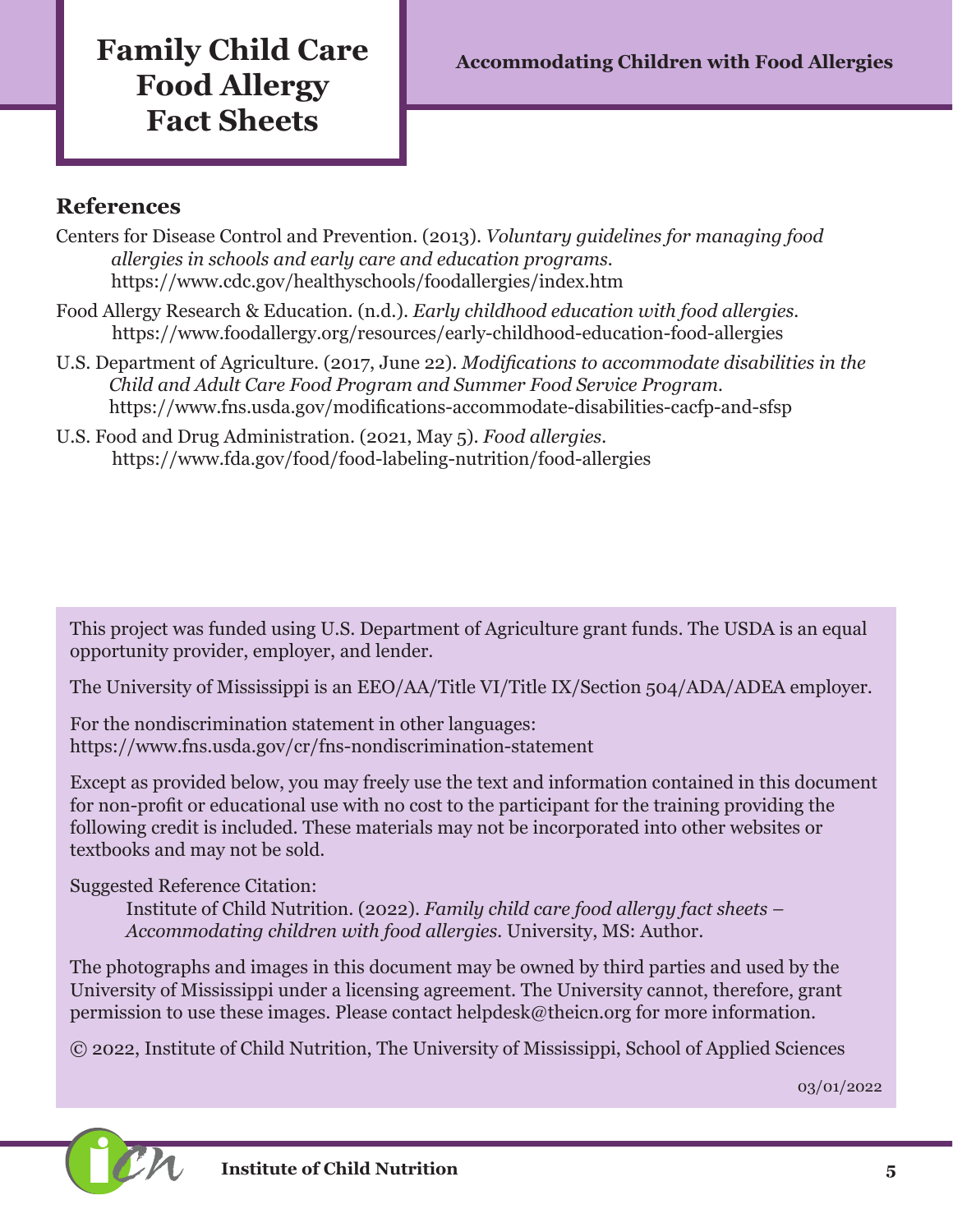## References

Centers for Disease Control and Prevention. (2013). *Voluntary guidelines for managing food allergies in schools and early care and education programs.* https://www.cdc.gov/healthyschools/foodallergies/index.htm

Food Allergy Research & Education. (n.d.). *Early childhood education with food allergies.* https://www.foodallergy.org/resources/early-childhood-education-food-allergies

U.S. Department of Agriculture. (2017, June 22). *Modifications to accommodate disabilities in the Child and Adult Care Food Program and Summer Food Service Program.* https://www.fns.usda.gov/modifications-accommodate-disabilities-cacfp-and-sfsp

U.S. Food and Drug Administration. (2021, May 5). *Food allergies.* https://www.fda.gov/food/food-labeling-nutrition/food-allergies

This project was funded using U.S. Department of Agriculture grant funds. The USDA is an equal opportunity provider, employer, and lender.

The University of Mississippi is an EEO/AA/Title VI/Title IX/Section 504/ADA/ADEA employer.

For the nondiscrimination statement in other languages: https://www.fns.usda.gov/cr/fns-nondiscrimination-statement

Except as provided below, you may freely use the text and information contained in this document for non-profit or educational use with no cost to the participant for the training providing the following credit is included. These materials may not be incorporated into other websites or textbooks and may not be sold.

Suggested Reference Citation:

Institute of Child Nutrition. (2022). *Family child care food allergy fact sheets – Accommodating children with food allergies.* University, MS: Author.

The photographs and images in this document may be owned by third parties and used by the University of Mississippi under a licensing agreement. The University cannot, therefore, grant permission to use these images. Please contact helpdesk@theicn.org for more information.

© 2022, Institute of Child Nutrition, The University of Mississippi, School of Applied Sciences

03/01/2022